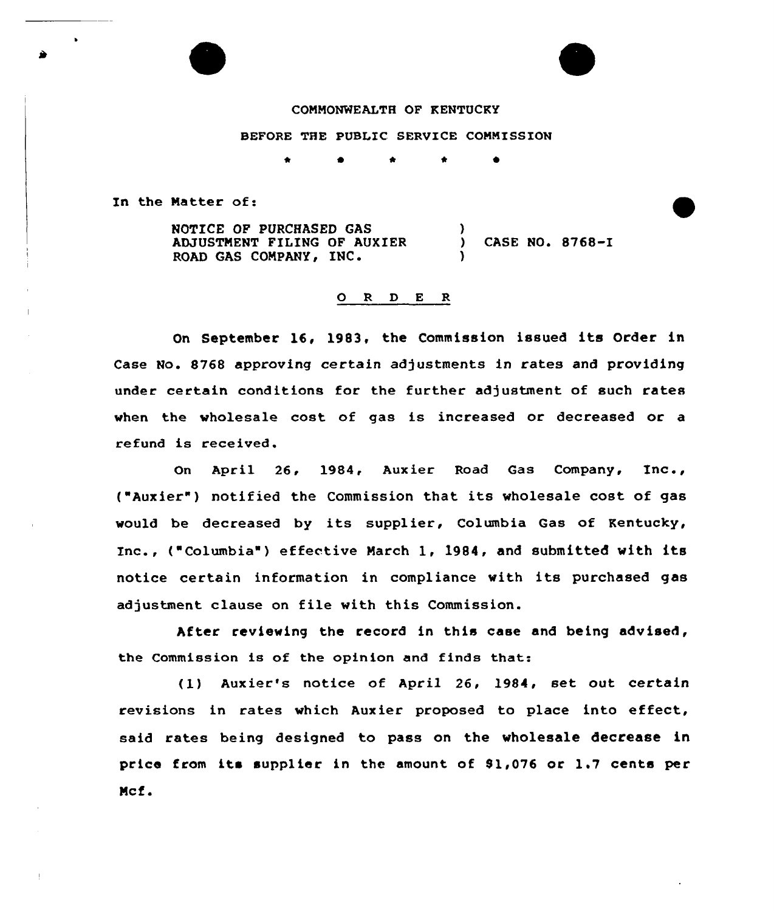COMMONWEALTH OF KENTUCKY

BEFORE THE PUBLIC SERVICE COMMISSION

\* \* \* \* \*

In the Matter of:

NOTICE OF PURCHASED GAS ADJUSTMENT FILING OF AUXIER ROAD GAS COMPANY, INC. ) CASE NO. 8768-I

## O R D E R

On September 16, 1983, the Commission issued its Order in Case No. 8768 approving certain adjustments in rates and providing under certain conditions for the further adjustment of such rates when the wholesale cost of gas is increased or decreased or a refund is received.

On April 26, 1984, Auxier Road Gas Company, Inc., ("Auxier") notified the Commission that its wholesale cost of gas would be decreased by its supplier, Columbia Gas of Kentucky, Inc., ("Columbia") effective March 1, 1984, and submitted with its notice certain information in compliance with its purchased gas adjustment clause on file with this Commission.

After reviewing the record in this case and being advised, the Commission is of the opinion and finds that:

(1) Auxier's notice of April 26, 1984, set out certain revisions in rates which Auxier proposed to place into effect, said rates being designed to pass on the wholesale decrease in price from its supplier in the amount of $1,076 or 1.7 cents per Mcf.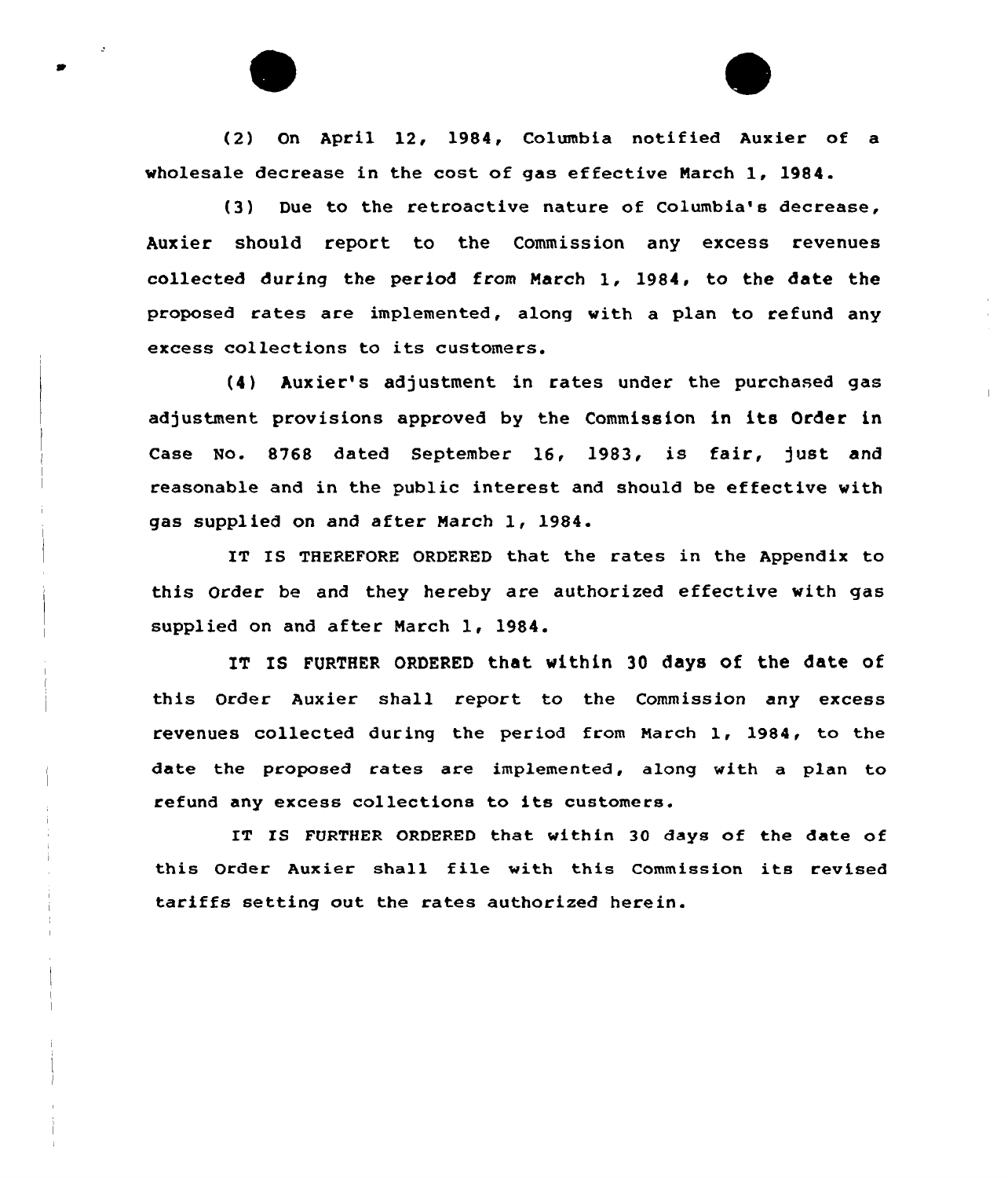(2) On April 12, 1984, Columbia notified Auxier of a wholesale decrease in the cost of gas effective March 1, 1984.

(3) Due to the retroactive nature of Columbia's decrease, Auxier should report to the Commission any excess revenues collected during the period from March 1, 1984, to the date the proposed rates are implemented, along with a plan to refund any excess collections to its customers.

(4) Auxier's adjustment in rates under the purchased gas adjustment provisions approved by the Commission in its Order in Case No. 8768 dated September 16, 1983, is fair, just and reasonable and in the public interest and should be effective with gas supplied on and after March 1, 1984.

IT IS THEREFORE ORDERED that the rates in the Appendix to this Order be and they hereby are authorized effective with gas supplied on and after March 1, 1984.

IT IS FURTHER ORDERED that within 30 days of the date of this Order Auxier shall report to the Commission any excess revenues collected during the period from March 1, 1984, to the date the proposed rates are implemented, along with a plan to refund any excess collections to its customers.

IT IS FURTHER ORDERED that within 30 days of the date of this Order Auxier shall file with this Commission its revised tariffs setting out the rates authorized herein.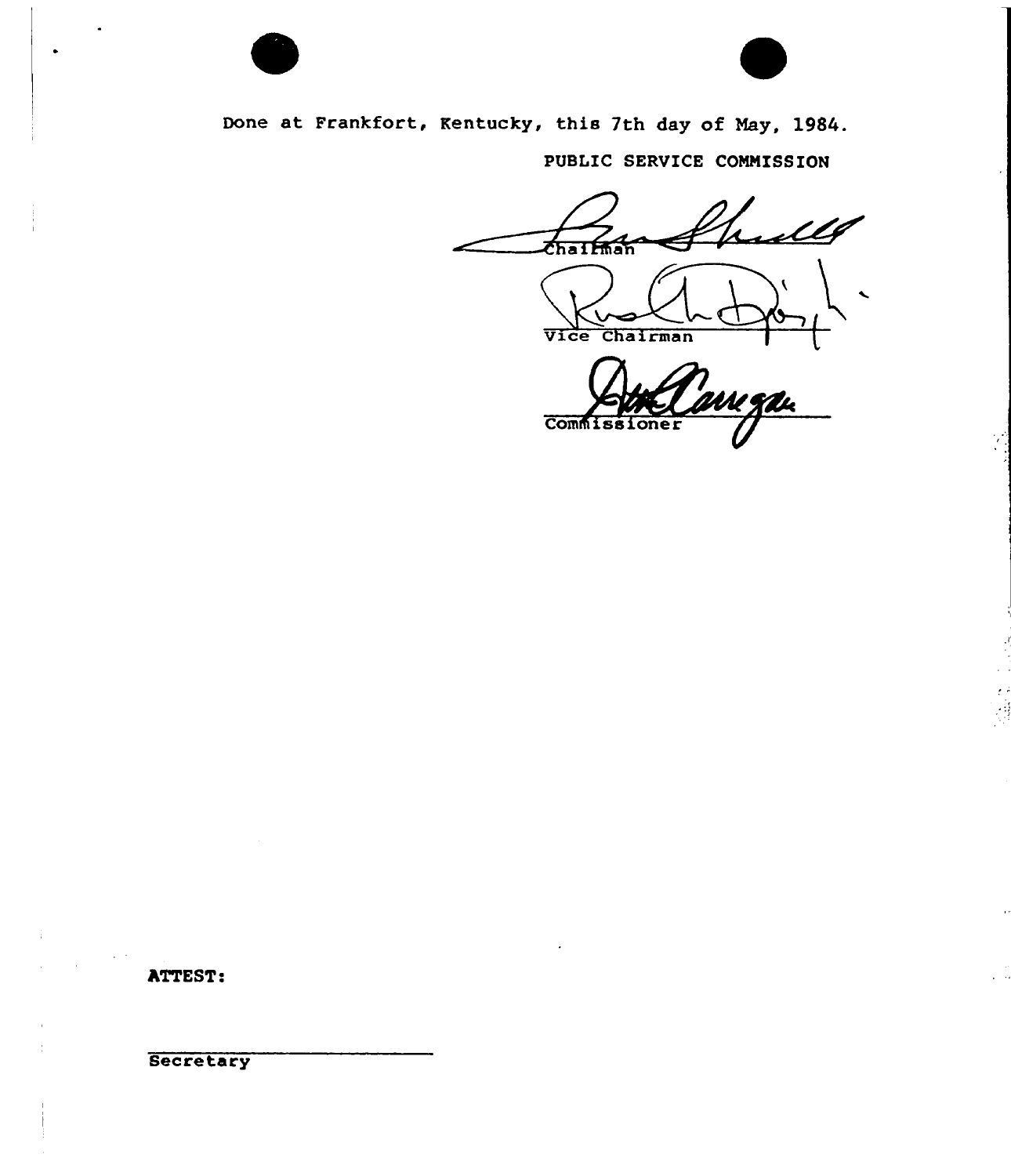Done at Frankfort, Kentucky, this 7th day of May, 1984.

PUBLIC SERVICE COMMISSION

Chairman

Vice Chairman

Commissioner

ATTEST:

Secretary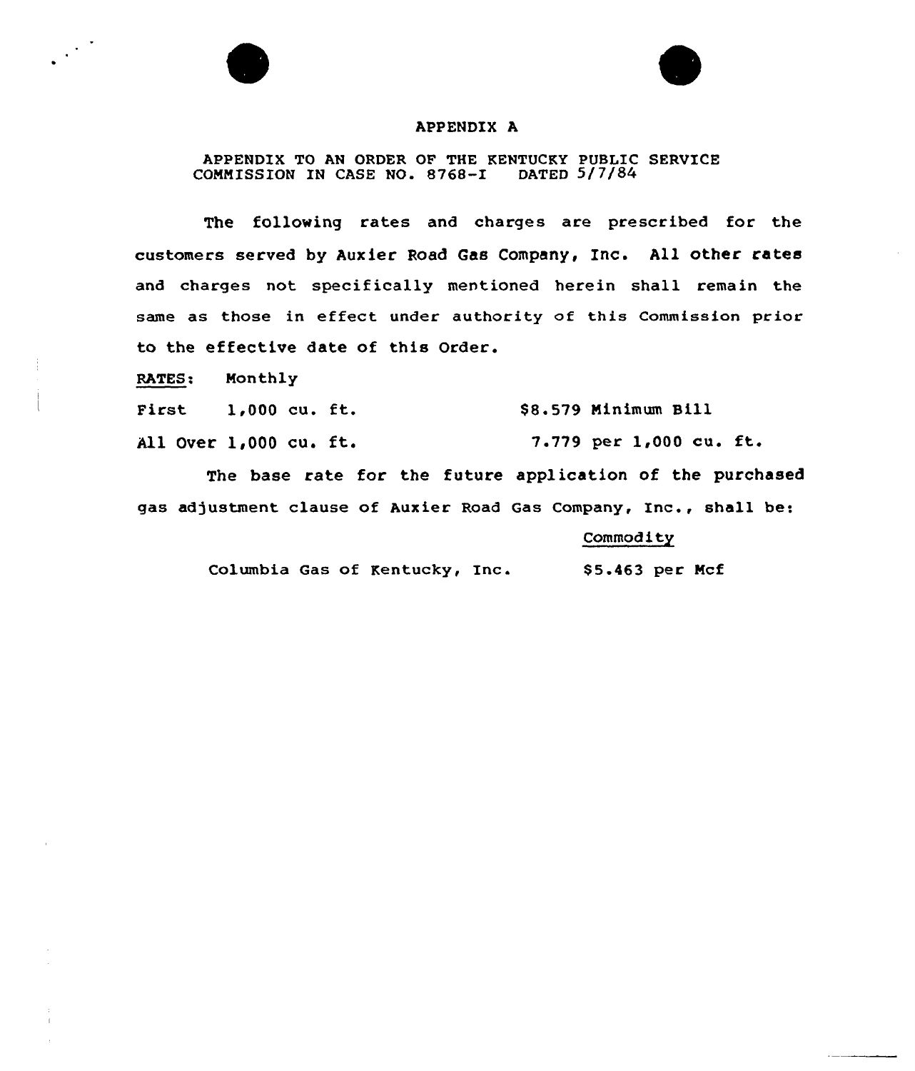# APPENDIX A

APPENDIX TO AN ORDER OF THE KENTUCKY PUBLIC SERVICE COMMISSION IN CASE NO. 8768-I DATED 5/7/84

The following rates and charges are prescribed for the customers served by Auxier Road Gas Company, Inc. All other rates and charges not specifically mentioned herein shall remain the same as those in effect under authority of this Commission prior to the effective date of this Order.

RATES: Monthly

| | |
|---|---|
| First 1,000 cu. ft. | $8.579 Minimum Bill |
| All Over 1,000 cu. ft. | 7.779 per 1,000 cu. ft. |

The base rate for the future application of the purchased gas adjustment clause of Auxier Road Gas Company, Inc., shall be:

| | Commodity |
|---|---|
| Columbia Gas of Kentucky, Inc. | $5.463 per Mcf |